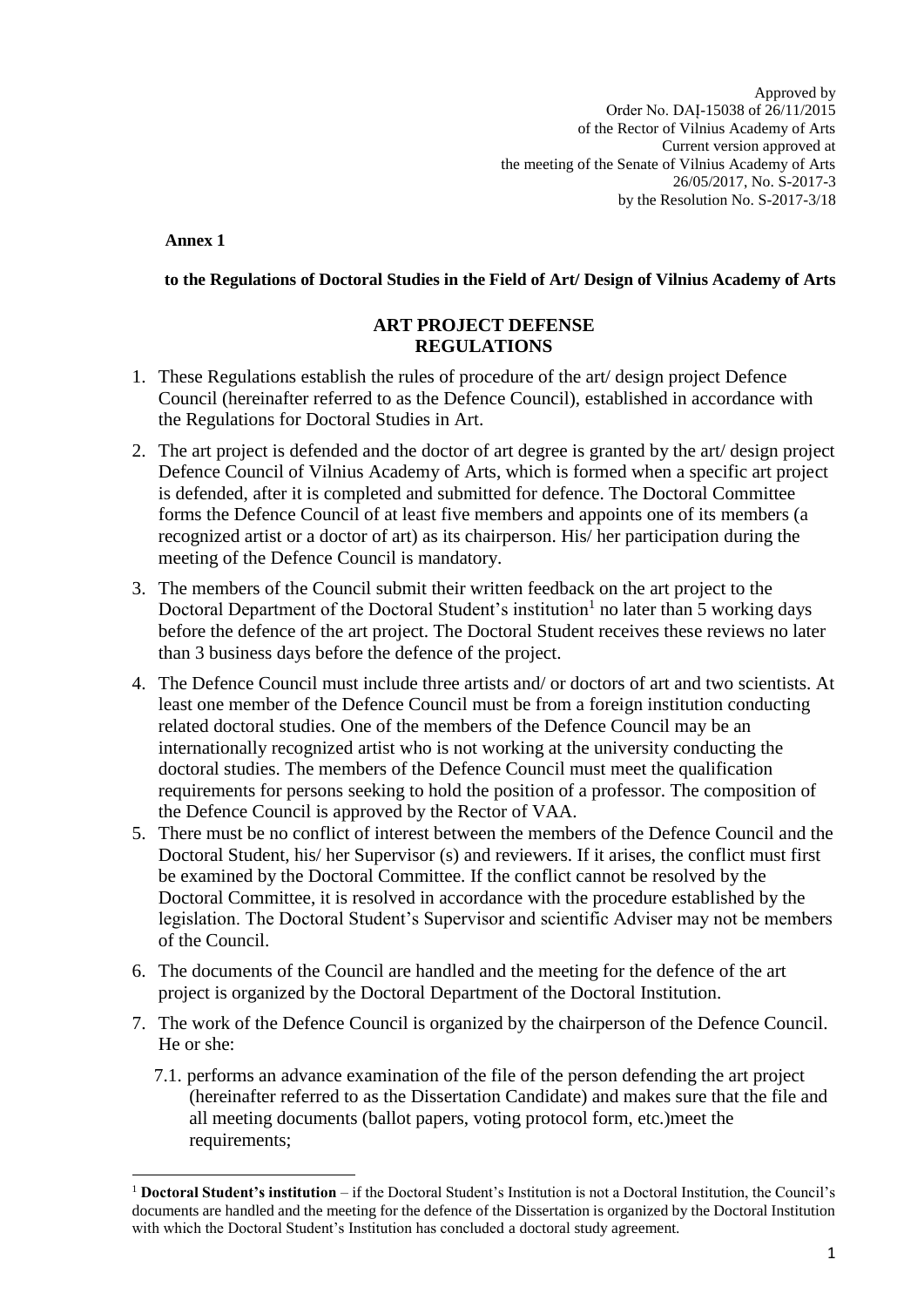Approved by
Order No. DAĮ-15038 of 26/11/2015
of the Rector of Vilnius Academy of Arts
Current version approved at
the meeting of the Senate of Vilnius Academy of Arts
26/05/2017, No. S-2017-3
by the Resolution No. S-2017-3/18

**Annex 1**

**to the Regulations of Doctoral Studies in the Field of Art/ Design of Vilnius Academy of Arts**

# ART PROJECT DEFENSE REGULATIONS

1. These Regulations establish the rules of procedure of the art/ design project Defence Council (hereinafter referred to as the Defence Council), established in accordance with the Regulations for Doctoral Studies in Art.
2. The art project is defended and the doctor of art degree is granted by the art/ design project Defence Council of Vilnius Academy of Arts, which is formed when a specific art project is defended, after it is completed and submitted for defence. The Doctoral Committee forms the Defence Council of at least five members and appoints one of its members (a recognized artist or a doctor of art) as its chairperson. His/ her participation during the meeting of the Defence Council is mandatory.
3. The members of the Council submit their written feedback on the art project to the Doctoral Department of the Doctoral Student's institution[1] no later than 5 working days before the defence of the art project. The Doctoral Student receives these reviews no later than 3 business days before the defence of the project.
4. The Defence Council must include three artists and/ or doctors of art and two scientists. At least one member of the Defence Council must be from a foreign institution conducting related doctoral studies. One of the members of the Defence Council may be an internationally recognized artist who is not working at the university conducting the doctoral studies. The members of the Defence Council must meet the qualification requirements for persons seeking to hold the position of a professor. The composition of the Defence Council is approved by the Rector of VAA.
5. There must be no conflict of interest between the members of the Defence Council and the Doctoral Student, his/ her Supervisor (s) and reviewers. If it arises, the conflict must first be examined by the Doctoral Committee. If the conflict cannot be resolved by the Doctoral Committee, it is resolved in accordance with the procedure established by the legislation. The Doctoral Student's Supervisor and scientific Adviser may not be members of the Council.
6. The documents of the Council are handled and the meeting for the defence of the art project is organized by the Doctoral Department of the Doctoral Institution.
7. The work of the Defence Council is organized by the chairperson of the Defence Council. He or she:
   7.1. performs an advance examination of the file of the person defending the art project (hereinafter referred to as the Dissertation Candidate) and makes sure that the file and all meeting documents (ballot papers, voting protocol form, etc.)meet the requirements;

[1] **Doctoral Student's institution** – if the Doctoral Student's Institution is not a Doctoral Institution, the Council's documents are handled and the meeting for the defence of the Dissertation is organized by the Doctoral Institution with which the Doctoral Student's Institution has concluded a doctoral study agreement.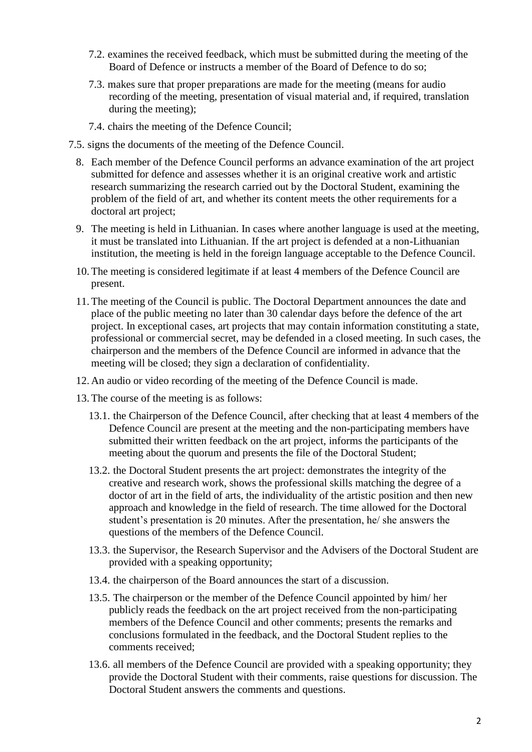7.2. examines the received feedback, which must be submitted during the meeting of the Board of Defence or instructs a member of the Board of Defence to do so;

7.3. makes sure that proper preparations are made for the meeting (means for audio recording of the meeting, presentation of visual material and, if required, translation during the meeting);

7.4. chairs the meeting of the Defence Council;

7.5. signs the documents of the meeting of the Defence Council.

8. Each member of the Defence Council performs an advance examination of the art project submitted for defence and assesses whether it is an original creative work and artistic research summarizing the research carried out by the Doctoral Student, examining the problem of the field of art, and whether its content meets the other requirements for a doctoral art project;

9. The meeting is held in Lithuanian. In cases where another language is used at the meeting, it must be translated into Lithuanian. If the art project is defended at a non-Lithuanian institution, the meeting is held in the foreign language acceptable to the Defence Council.

10. The meeting is considered legitimate if at least 4 members of the Defence Council are present.

11. The meeting of the Council is public. The Doctoral Department announces the date and place of the public meeting no later than 30 calendar days before the defence of the art project. In exceptional cases, art projects that may contain information constituting a state, professional or commercial secret, may be defended in a closed meeting. In such cases, the chairperson and the members of the Defence Council are informed in advance that the meeting will be closed; they sign a declaration of confidentiality.

12. An audio or video recording of the meeting of the Defence Council is made.

13. The course of the meeting is as follows:

13.1. the Chairperson of the Defence Council, after checking that at least 4 members of the Defence Council are present at the meeting and the non-participating members have submitted their written feedback on the art project, informs the participants of the meeting about the quorum and presents the file of the Doctoral Student;

13.2. the Doctoral Student presents the art project: demonstrates the integrity of the creative and research work, shows the professional skills matching the degree of a doctor of art in the field of arts, the individuality of the artistic position and then new approach and knowledge in the field of research. The time allowed for the Doctoral student's presentation is 20 minutes. After the presentation, he/ she answers the questions of the members of the Defence Council.

13.3. the Supervisor, the Research Supervisor and the Advisers of the Doctoral Student are provided with a speaking opportunity;

13.4. the chairperson of the Board announces the start of a discussion.

13.5. The chairperson or the member of the Defence Council appointed by him/ her publicly reads the feedback on the art project received from the non-participating members of the Defence Council and other comments; presents the remarks and conclusions formulated in the feedback, and the Doctoral Student replies to the comments received;

13.6. all members of the Defence Council are provided with a speaking opportunity; they provide the Doctoral Student with their comments, raise questions for discussion. The Doctoral Student answers the comments and questions.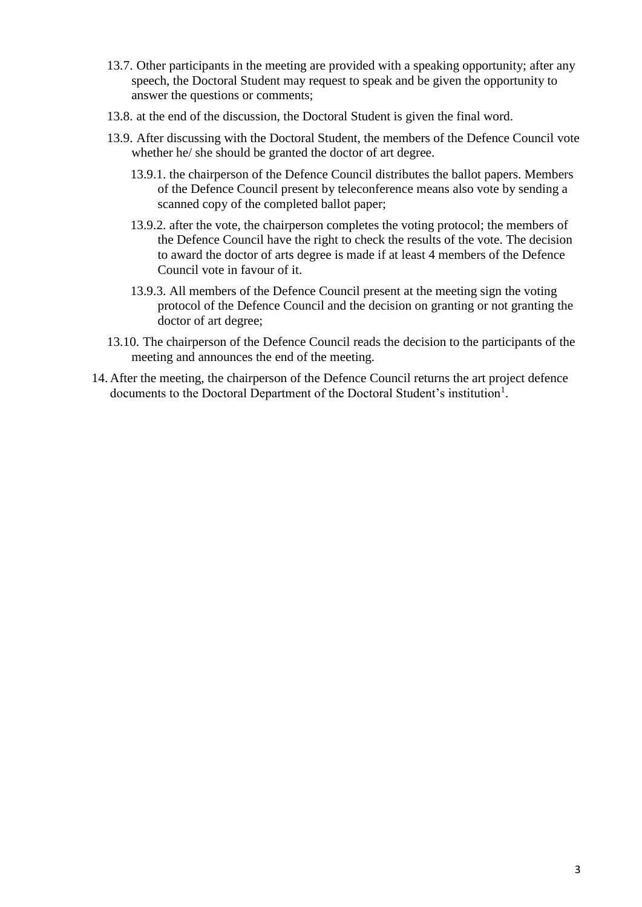13.7. Other participants in the meeting are provided with a speaking opportunity; after any speech, the Doctoral Student may request to speak and be given the opportunity to answer the questions or comments;

13.8. at the end of the discussion, the Doctoral Student is given the final word.

13.9. After discussing with the Doctoral Student, the members of the Defence Council vote whether he/ she should be granted the doctor of art degree.

13.9.1. the chairperson of the Defence Council distributes the ballot papers. Members of the Defence Council present by teleconference means also vote by sending a scanned copy of the completed ballot paper;

13.9.2. after the vote, the chairperson completes the voting protocol; the members of the Defence Council have the right to check the results of the vote. The decision to award the doctor of arts degree is made if at least 4 members of the Defence Council vote in favour of it.

13.9.3. All members of the Defence Council present at the meeting sign the voting protocol of the Defence Council and the decision on granting or not granting the doctor of art degree;

13.10. The chairperson of the Defence Council reads the decision to the participants of the meeting and announces the end of the meeting.

14. After the meeting, the chairperson of the Defence Council returns the art project defence documents to the Doctoral Department of the Doctoral Student's institution[1].